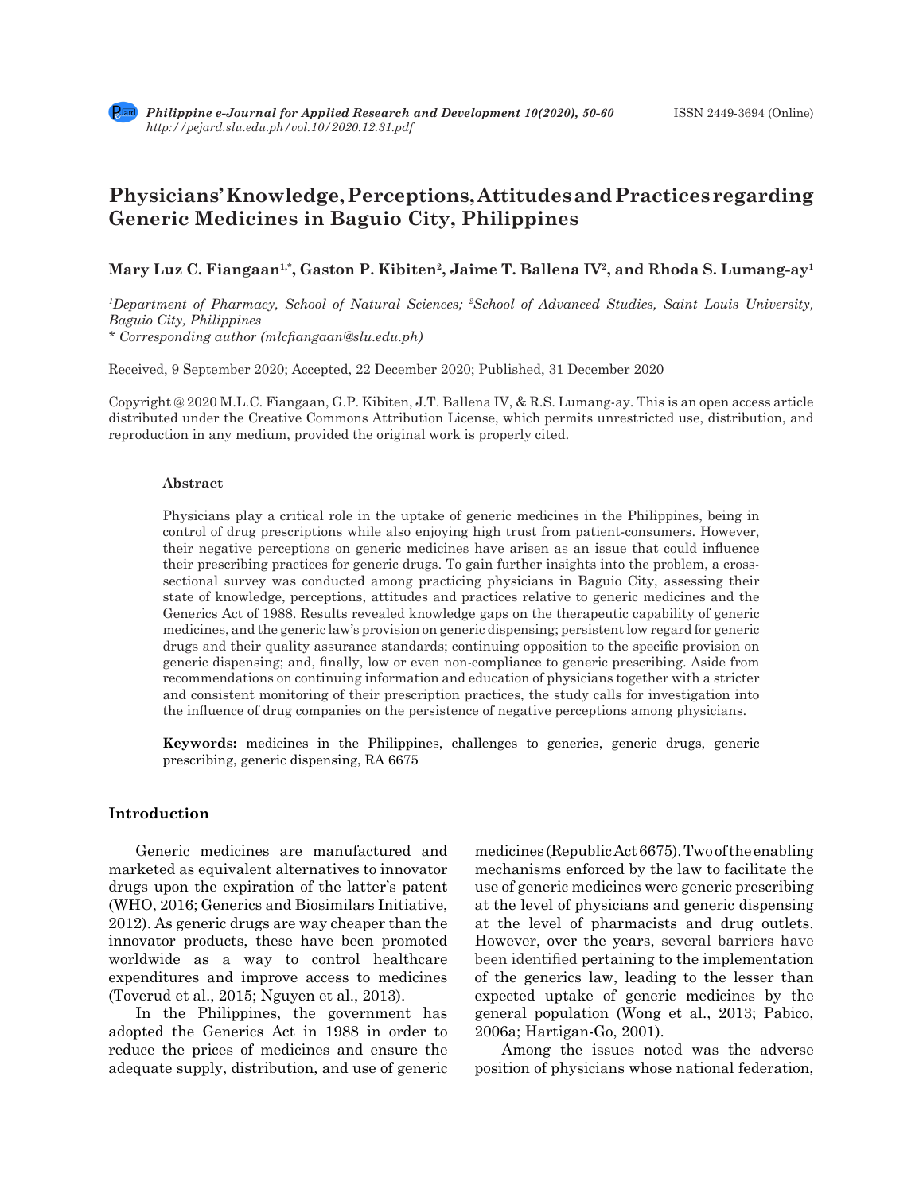# Physicians' Knowledge, Perceptions, Attitudes and Practices regarding Generic Medicines in Baguio City, Philippines

**Mary Luz C. Fiangaan[1,*], Gaston P. Kibiten[2], Jaime T. Ballena IV[2], and Rhoda S. Lumang-ay[1]**

*[1]Department of Pharmacy, School of Natural Sciences; [2]School of Advanced Studies, Saint Louis University, Baguio City, Philippines*
*\* Corresponding author (mlcfiangaan@slu.edu.ph)*

Received, 9 September 2020; Accepted, 22 December 2020; Published, 31 December 2020

Copyright @ 2020 M.L.C. Fiangaan, G.P. Kibiten, J.T. Ballena IV, & R.S. Lumang-ay. This is an open access article distributed under the Creative Commons Attribution License, which permits unrestricted use, distribution, and reproduction in any medium, provided the original work is properly cited.

### Abstract

Physicians play a critical role in the uptake of generic medicines in the Philippines, being in control of drug prescriptions while also enjoying high trust from patient-consumers. However, their negative perceptions on generic medicines have arisen as an issue that could influence their prescribing practices for generic drugs. To gain further insights into the problem, a cross-sectional survey was conducted among practicing physicians in Baguio City, assessing their state of knowledge, perceptions, attitudes and practices relative to generic medicines and the Generics Act of 1988. Results revealed knowledge gaps on the therapeutic capability of generic medicines, and the generic law's provision on generic dispensing; persistent low regard for generic drugs and their quality assurance standards; continuing opposition to the specific provision on generic dispensing; and, finally, low or even non-compliance to generic prescribing. Aside from recommendations on continuing information and education of physicians together with a stricter and consistent monitoring of their prescription practices, the study calls for investigation into the influence of drug companies on the persistence of negative perceptions among physicians.

**Keywords:** medicines in the Philippines, challenges to generics, generic drugs, generic prescribing, generic dispensing, RA 6675

## Introduction

Generic medicines are manufactured and marketed as equivalent alternatives to innovator drugs upon the expiration of the latter's patent (WHO, 2016; Generics and Biosimilars Initiative, 2012). As generic drugs are way cheaper than the innovator products, these have been promoted worldwide as a way to control healthcare expenditures and improve access to medicines (Toverud et al., 2015; Nguyen et al., 2013).

In the Philippines, the government has adopted the Generics Act in 1988 in order to reduce the prices of medicines and ensure the adequate supply, distribution, and use of generic medicines (Republic Act 6675). Two of the enabling mechanisms enforced by the law to facilitate the use of generic medicines were generic prescribing at the level of physicians and generic dispensing at the level of pharmacists and drug outlets. However, over the years, several barriers have been identified pertaining to the implementation of the generics law, leading to the lesser than expected uptake of generic medicines by the general population (Wong et al., 2013; Pabico, 2006a; Hartigan-Go, 2001).

Among the issues noted was the adverse position of physicians whose national federation,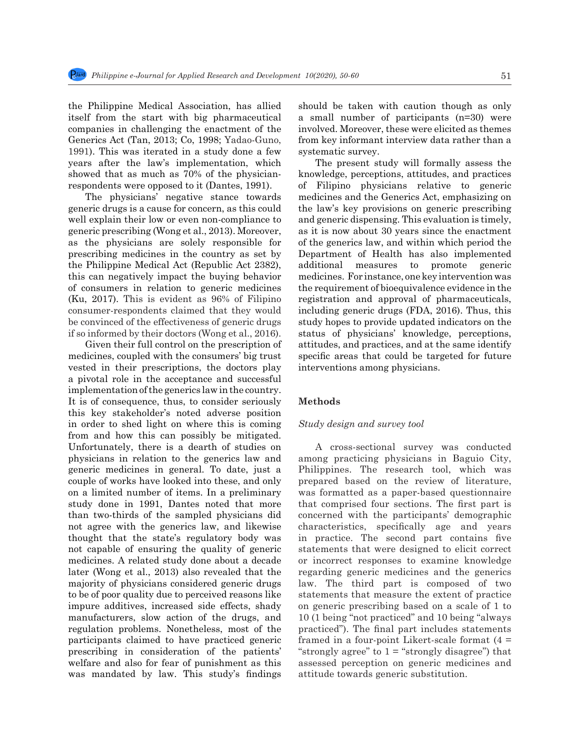the Philippine Medical Association, has allied itself from the start with big pharmaceutical companies in challenging the enactment of the Generics Act (Tan, 2013; Co, 1998; Yadao-Guno, 1991). This was iterated in a study done a few years after the law's implementation, which showed that as much as 70% of the physician-respondents were opposed to it (Dantes, 1991).

The physicians' negative stance towards generic drugs is a cause for concern, as this could well explain their low or even non-compliance to generic prescribing (Wong et al., 2013). Moreover, as the physicians are solely responsible for prescribing medicines in the country as set by the Philippine Medical Act (Republic Act 2382), this can negatively impact the buying behavior of consumers in relation to generic medicines (Ku, 2017). This is evident as 96% of Filipino consumer-respondents claimed that they would be convinced of the effectiveness of generic drugs if so informed by their doctors (Wong et al., 2016).

Given their full control on the prescription of medicines, coupled with the consumers' big trust vested in their prescriptions, the doctors play a pivotal role in the acceptance and successful implementation of the generics law in the country. It is of consequence, thus, to consider seriously this key stakeholder's noted adverse position in order to shed light on where this is coming from and how this can possibly be mitigated. Unfortunately, there is a dearth of studies on physicians in relation to the generics law and generic medicines in general. To date, just a couple of works have looked into these, and only on a limited number of items. In a preliminary study done in 1991, Dantes noted that more than two-thirds of the sampled physicians did not agree with the generics law, and likewise thought that the state's regulatory body was not capable of ensuring the quality of generic medicines. A related study done about a decade later (Wong et al., 2013) also revealed that the majority of physicians considered generic drugs to be of poor quality due to perceived reasons like impure additives, increased side effects, shady manufacturers, slow action of the drugs, and regulation problems. Nonetheless, most of the participants claimed to have practiced generic prescribing in consideration of the patients' welfare and also for fear of punishment as this was mandated by law. This study's findings should be taken with caution though as only a small number of participants (n=30) were involved. Moreover, these were elicited as themes from key informant interview data rather than a systematic survey.

The present study will formally assess the knowledge, perceptions, attitudes, and practices of Filipino physicians relative to generic medicines and the Generics Act, emphasizing on the law's key provisions on generic prescribing and generic dispensing. This evaluation is timely, as it is now about 30 years since the enactment of the generics law, and within which period the Department of Health has also implemented additional measures to promote generic medicines. For instance, one key intervention was the requirement of bioequivalence evidence in the registration and approval of pharmaceuticals, including generic drugs (FDA, 2016). Thus, this study hopes to provide updated indicators on the status of physicians' knowledge, perceptions, attitudes, and practices, and at the same identify specific areas that could be targeted for future interventions among physicians.

## Methods

### *Study design and survey tool*

A cross-sectional survey was conducted among practicing physicians in Baguio City, Philippines. The research tool, which was prepared based on the review of literature, was formatted as a paper-based questionnaire that comprised four sections. The first part is concerned with the participants' demographic characteristics, specifically age and years in practice. The second part contains five statements that were designed to elicit correct or incorrect responses to examine knowledge regarding generic medicines and the generics law. The third part is composed of two statements that measure the extent of practice on generic prescribing based on a scale of 1 to 10 (1 being "not practiced" and 10 being "always practiced"). The final part includes statements framed in a four-point Likert-scale format (4 = "strongly agree" to 1 = "strongly disagree") that assessed perception on generic medicines and attitude towards generic substitution.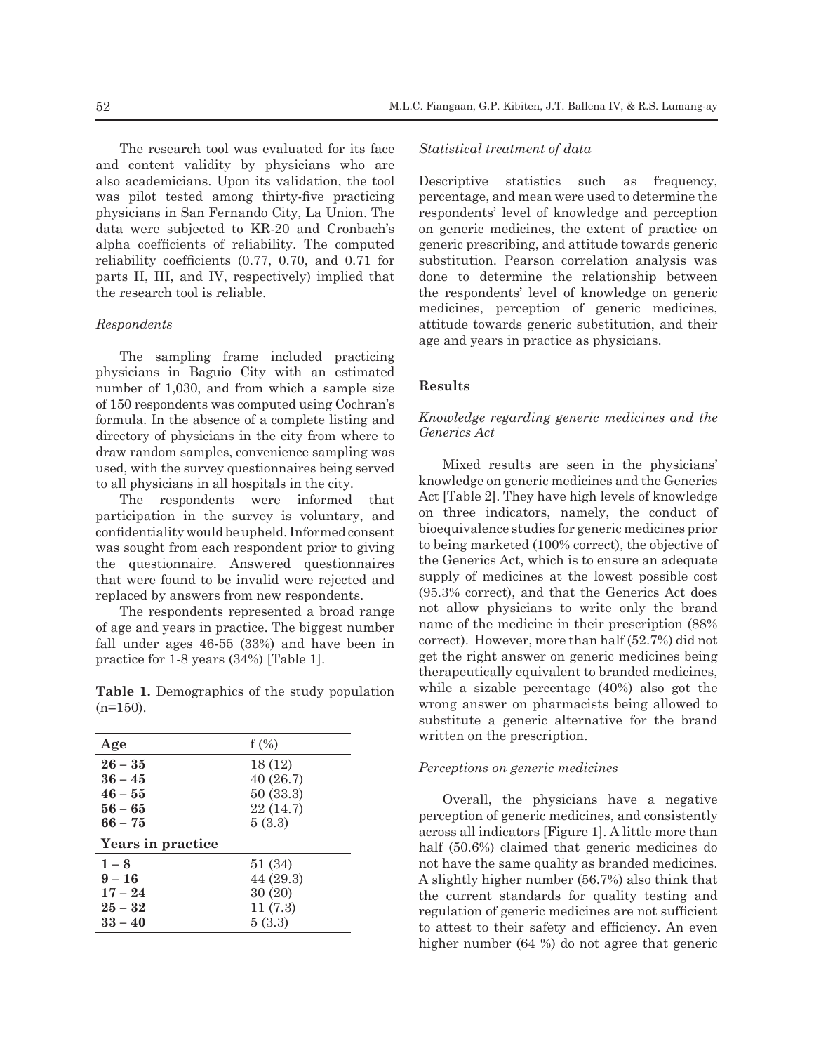The research tool was evaluated for its face and content validity by physicians who are also academicians. Upon its validation, the tool was pilot tested among thirty-five practicing physicians in San Fernando City, La Union. The data were subjected to KR-20 and Cronbach's alpha coefficients of reliability. The computed reliability coefficients (0.77, 0.70, and 0.71 for parts II, III, and IV, respectively) implied that the research tool is reliable.

*Respondents*

The sampling frame included practicing physicians in Baguio City with an estimated number of 1,030, and from which a sample size of 150 respondents was computed using Cochran's formula. In the absence of a complete listing and directory of physicians in the city from where to draw random samples, convenience sampling was used, with the survey questionnaires being served to all physicians in all hospitals in the city.

The respondents were informed that participation in the survey is voluntary, and confidentiality would be upheld. Informed consent was sought from each respondent prior to giving the questionnaire. Answered questionnaires that were found to be invalid were rejected and replaced by answers from new respondents.

The respondents represented a broad range of age and years in practice. The biggest number fall under ages 46-55 (33%) and have been in practice for 1-8 years (34%) [Table 1].

**Table 1.** Demographics of the study population (n=150).

| **Age** | f (%) |
|---|---|
| **26 – 35** | 18 (12) |
| **36 – 45** | 40 (26.7) |
| **46 – 55** | 50 (33.3) |
| **56 – 65** | 22 (14.7) |
| **66 – 75** | 5 (3.3) |
| **Years in practice** | |
| **1 – 8** | 51 (34) |
| **9 – 16** | 44 (29.3) |
| **17 – 24** | 30 (20) |
| **25 – 32** | 11 (7.3) |
| **33 – 40** | 5 (3.3) |

*Statistical treatment of data*

Descriptive statistics such as frequency, percentage, and mean were used to determine the respondents' level of knowledge and perception on generic medicines, the extent of practice on generic prescribing, and attitude towards generic substitution. Pearson correlation analysis was done to determine the relationship between the respondents' level of knowledge on generic medicines, perception of generic medicines, attitude towards generic substitution, and their age and years in practice as physicians.

## Results

*Knowledge regarding generic medicines and the Generics Act*

Mixed results are seen in the physicians' knowledge on generic medicines and the Generics Act [Table 2]. They have high levels of knowledge on three indicators, namely, the conduct of bioequivalence studies for generic medicines prior to being marketed (100% correct), the objective of the Generics Act, which is to ensure an adequate supply of medicines at the lowest possible cost (95.3% correct), and that the Generics Act does not allow physicians to write only the brand name of the medicine in their prescription (88% correct). However, more than half (52.7%) did not get the right answer on generic medicines being therapeutically equivalent to branded medicines, while a sizable percentage (40%) also got the wrong answer on pharmacists being allowed to substitute a generic alternative for the brand written on the prescription.

*Perceptions on generic medicines*

Overall, the physicians have a negative perception of generic medicines, and consistently across all indicators [Figure 1]. A little more than half (50.6%) claimed that generic medicines do not have the same quality as branded medicines. A slightly higher number (56.7%) also think that the current standards for quality testing and regulation of generic medicines are not sufficient to attest to their safety and efficiency. An even higher number (64 %) do not agree that generic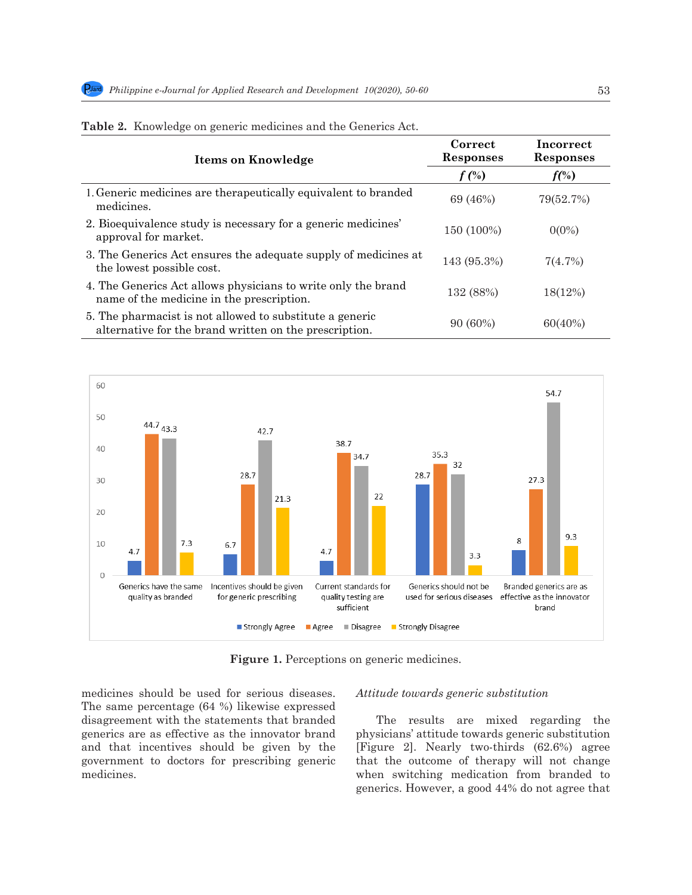**Table 2.** Knowledge on generic medicines and the Generics Act.

| Items on Knowledge | Correct Responses | Incorrect Responses |
|---|---|---|
| | *f* (%) | *f*(%) |
| 1. Generic medicines are therapeutically equivalent to branded medicines. | 69 (46%) | 79(52.7%) |
| 2. Bioequivalence study is necessary for a generic medicines' approval for market. | 150 (100%) | 0(0%) |
| 3. The Generics Act ensures the adequate supply of medicines at the lowest possible cost. | 143 (95.3%) | 7(4.7%) |
| 4. The Generics Act allows physicians to write only the brand name of the medicine in the prescription. | 132 (88%) | 18(12%) |
| 5. The pharmacist is not allowed to substitute a generic alternative for the brand written on the prescription. | 90 (60%) | 60(40%) |

| | Strongly Agree | Agree | Disagree | Strongly Disagree |
|---|---|---|---|---|
| Generics have the same quality as branded | 4.7 | 44.7 | 43.3 | 7.3 |
| Incentives should be given for generic prescribing | 6.7 | 28.7 | 42.7 | 21.3 |
| Current standards for quality testing are sufficient | 4.7 | 38.7 | 34.7 | 22 |
| Generics should not be used for serious diseases | 28.7 | 35.3 | 32 | 3.3 |
| Branded generics are as effective as the innovator brand | 8 | 27.3 | 54.7 | 9.3 |

**Figure 1.** Perceptions on generic medicines.

medicines should be used for serious diseases. The same percentage (64 %) likewise expressed disagreement with the statements that branded generics are as effective as the innovator brand and that incentives should be given by the government to doctors for prescribing generic medicines.

*Attitude towards generic substitution*

The results are mixed regarding the physicians' attitude towards generic substitution [Figure 2]. Nearly two-thirds (62.6%) agree that the outcome of therapy will not change when switching medication from branded to generics. However, a good 44% do not agree that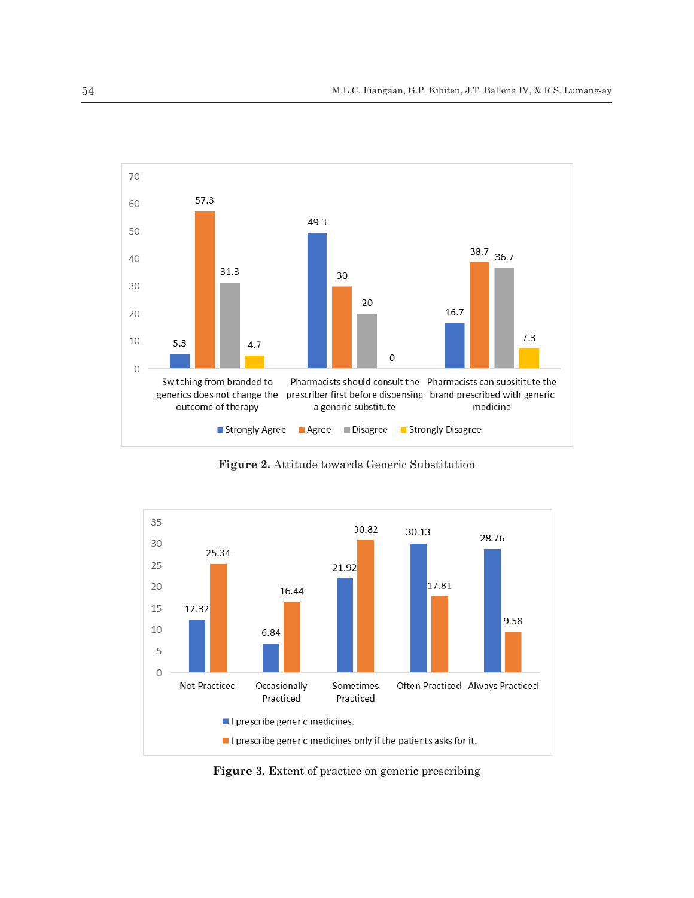| | Strongly Agree | Agree | Disagree | Strongly Disagree |
|---|---|---|---|---|
| Switching from branded to generics does not change the outcome of therapy | 5.3 | 57.3 | 31.3 | 4.7 |
| Pharmacists should consult the prescriber first before dispensing a generic substitute | 49.3 | 30 | 20 | 0 |
| Pharmacists can subsititute the brand prescribed with generic medicine | 16.7 | 38.7 | 36.7 | 7.3 |

**Figure 2.** Attitude towards Generic Substitution

| | I prescribe generic medicines. | I prescribe generic medicines only if the patients asks for it. |
|---|---|---|
| Not Practiced | 12.32 | 25.34 |
| Occasionally Practiced | 6.84 | 16.44 |
| Sometimes Practiced | 21.92 | 30.82 |
| Often Practiced | 30.13 | 17.81 |
| Always Practiced | 28.76 | 9.58 |

**Figure 3.** Extent of practice on generic prescribing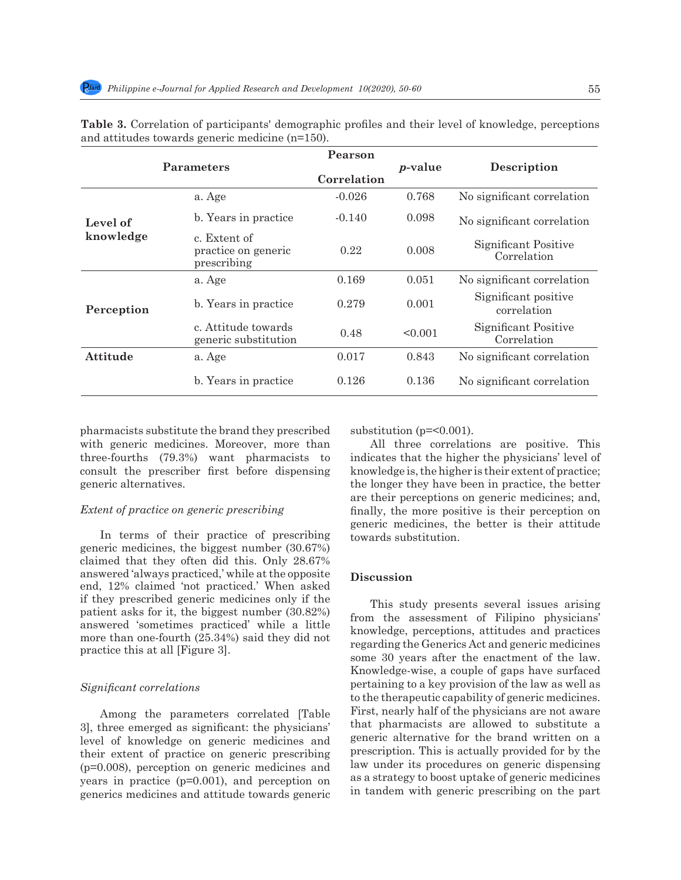**Table 3.** Correlation of participants' demographic profiles and their level of knowledge, perceptions and attitudes towards generic medicine (n=150).

| Parameters | | Pearson Correlation | *p*-value | Description |
|---|---|---|---|---|
| **Level of knowledge** | a. Age | -0.026 | 0.768 | No significant correlation |
| | b. Years in practice | -0.140 | 0.098 | No significant correlation |
| | c. Extent of practice on generic prescribing | 0.22 | 0.008 | Significant Positive Correlation |
| **Perception** | a. Age | 0.169 | 0.051 | No significant correlation |
| | b. Years in practice | 0.279 | 0.001 | Significant positive correlation |
| | c. Attitude towards generic substitution | 0.48 | <0.001 | Significant Positive Correlation |
| **Attitude** | a. Age | 0.017 | 0.843 | No significant correlation |
| | b. Years in practice | 0.126 | 0.136 | No significant correlation |

pharmacists substitute the brand they prescribed with generic medicines. Moreover, more than three-fourths (79.3%) want pharmacists to consult the prescriber first before dispensing generic alternatives.

*Extent of practice on generic prescribing*

In terms of their practice of prescribing generic medicines, the biggest number (30.67%) claimed that they often did this. Only 28.67% answered 'always practiced,' while at the opposite end, 12% claimed 'not practiced.' When asked if they prescribed generic medicines only if the patient asks for it, the biggest number (30.82%) answered 'sometimes practiced' while a little more than one-fourth (25.34%) said they did not practice this at all [Figure 3].

*Significant correlations*

Among the parameters correlated [Table 3], three emerged as significant: the physicians' level of knowledge on generic medicines and their extent of practice on generic prescribing (p=0.008), perception on generic medicines and years in practice (p=0.001), and perception on generics medicines and attitude towards generic substitution (p=<0.001).

All three correlations are positive. This indicates that the higher the physicians' level of knowledge is, the higher is their extent of practice; the longer they have been in practice, the better are their perceptions on generic medicines; and, finally, the more positive is their perception on generic medicines, the better is their attitude towards substitution.

## Discussion

This study presents several issues arising from the assessment of Filipino physicians' knowledge, perceptions, attitudes and practices regarding the Generics Act and generic medicines some 30 years after the enactment of the law. Knowledge-wise, a couple of gaps have surfaced pertaining to a key provision of the law as well as to the therapeutic capability of generic medicines. First, nearly half of the physicians are not aware that pharmacists are allowed to substitute a generic alternative for the brand written on a prescription. This is actually provided for by the law under its procedures on generic dispensing as a strategy to boost uptake of generic medicines in tandem with generic prescribing on the part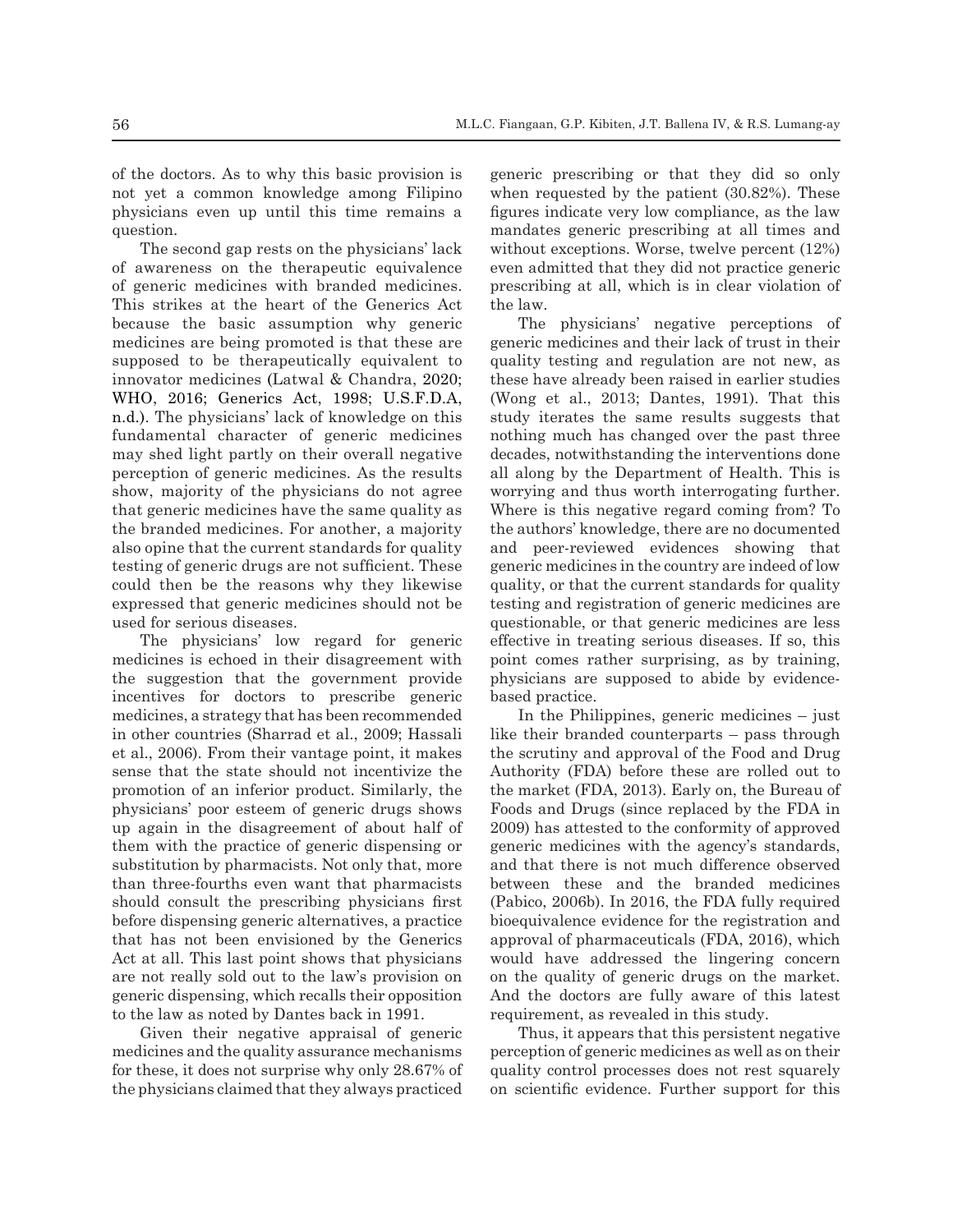of the doctors. As to why this basic provision is not yet a common knowledge among Filipino physicians even up until this time remains a question.

The second gap rests on the physicians' lack of awareness on the therapeutic equivalence of generic medicines with branded medicines. This strikes at the heart of the Generics Act because the basic assumption why generic medicines are being promoted is that these are supposed to be therapeutically equivalent to innovator medicines (Latwal & Chandra, 2020; WHO, 2016; Generics Act, 1998; U.S.F.D.A, n.d.). The physicians' lack of knowledge on this fundamental character of generic medicines may shed light partly on their overall negative perception of generic medicines. As the results show, majority of the physicians do not agree that generic medicines have the same quality as the branded medicines. For another, a majority also opine that the current standards for quality testing of generic drugs are not sufficient. These could then be the reasons why they likewise expressed that generic medicines should not be used for serious diseases.

The physicians' low regard for generic medicines is echoed in their disagreement with the suggestion that the government provide incentives for doctors to prescribe generic medicines, a strategy that has been recommended in other countries (Sharrad et al., 2009; Hassali et al., 2006). From their vantage point, it makes sense that the state should not incentivize the promotion of an inferior product. Similarly, the physicians' poor esteem of generic drugs shows up again in the disagreement of about half of them with the practice of generic dispensing or substitution by pharmacists. Not only that, more than three-fourths even want that pharmacists should consult the prescribing physicians first before dispensing generic alternatives, a practice that has not been envisioned by the Generics Act at all. This last point shows that physicians are not really sold out to the law's provision on generic dispensing, which recalls their opposition to the law as noted by Dantes back in 1991.

Given their negative appraisal of generic medicines and the quality assurance mechanisms for these, it does not surprise why only 28.67% of the physicians claimed that they always practiced generic prescribing or that they did so only when requested by the patient (30.82%). These figures indicate very low compliance, as the law mandates generic prescribing at all times and without exceptions. Worse, twelve percent (12%) even admitted that they did not practice generic prescribing at all, which is in clear violation of the law.

The physicians' negative perceptions of generic medicines and their lack of trust in their quality testing and regulation are not new, as these have already been raised in earlier studies (Wong et al., 2013; Dantes, 1991). That this study iterates the same results suggests that nothing much has changed over the past three decades, notwithstanding the interventions done all along by the Department of Health. This is worrying and thus worth interrogating further. Where is this negative regard coming from? To the authors' knowledge, there are no documented and peer-reviewed evidences showing that generic medicines in the country are indeed of low quality, or that the current standards for quality testing and registration of generic medicines are questionable, or that generic medicines are less effective in treating serious diseases. If so, this point comes rather surprising, as by training, physicians are supposed to abide by evidence-based practice.

In the Philippines, generic medicines – just like their branded counterparts – pass through the scrutiny and approval of the Food and Drug Authority (FDA) before these are rolled out to the market (FDA, 2013). Early on, the Bureau of Foods and Drugs (since replaced by the FDA in 2009) has attested to the conformity of approved generic medicines with the agency's standards, and that there is not much difference observed between these and the branded medicines (Pabico, 2006b). In 2016, the FDA fully required bioequivalence evidence for the registration and approval of pharmaceuticals (FDA, 2016), which would have addressed the lingering concern on the quality of generic drugs on the market. And the doctors are fully aware of this latest requirement, as revealed in this study.

Thus, it appears that this persistent negative perception of generic medicines as well as on their quality control processes does not rest squarely on scientific evidence. Further support for this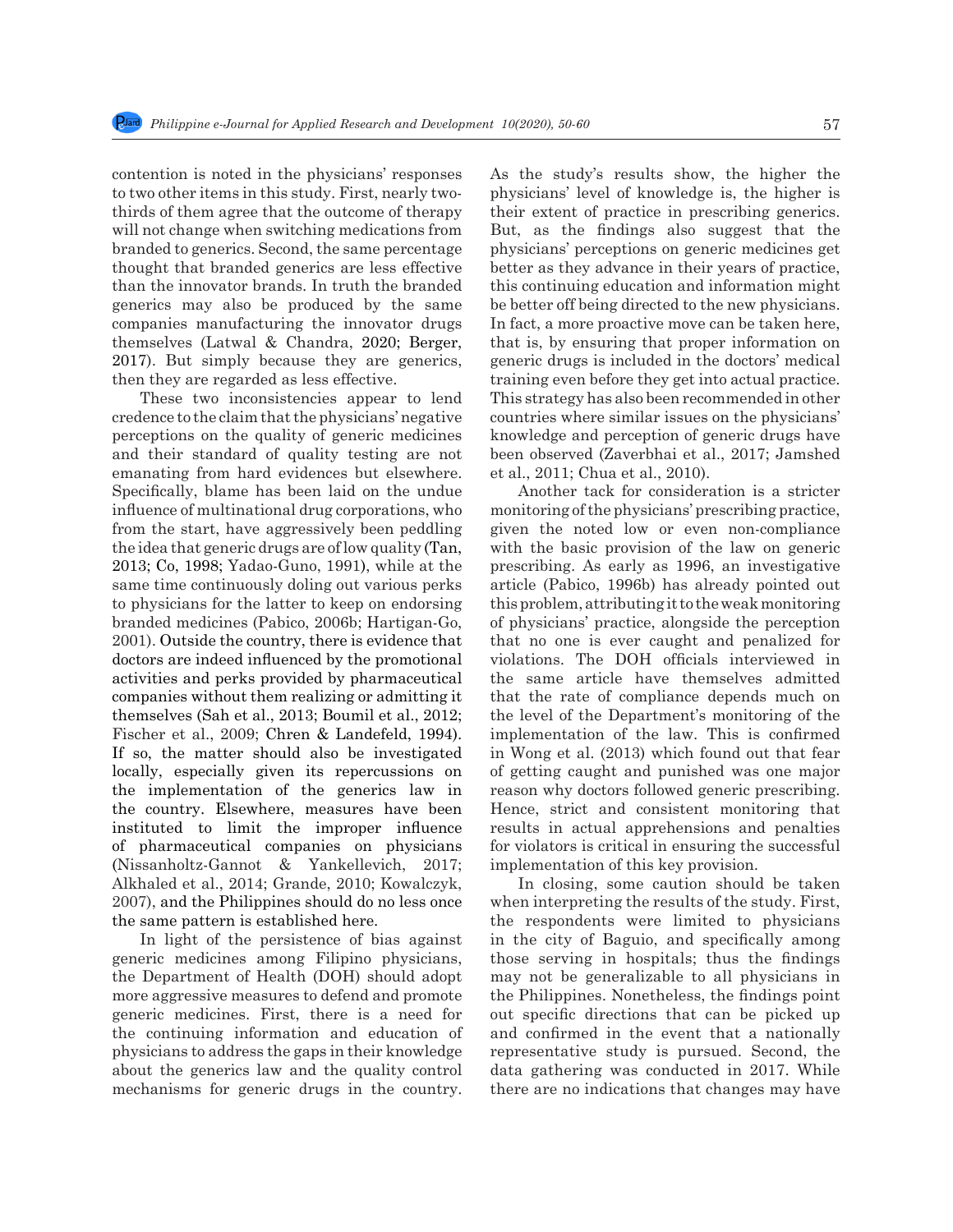contention is noted in the physicians' responses to two other items in this study. First, nearly two-thirds of them agree that the outcome of therapy will not change when switching medications from branded to generics. Second, the same percentage thought that branded generics are less effective than the innovator brands. In truth the branded generics may also be produced by the same companies manufacturing the innovator drugs themselves (Latwal & Chandra, 2020; Berger, 2017). But simply because they are generics, then they are regarded as less effective.

These two inconsistencies appear to lend credence to the claim that the physicians' negative perceptions on the quality of generic medicines and their standard of quality testing are not emanating from hard evidences but elsewhere. Specifically, blame has been laid on the undue influence of multinational drug corporations, who from the start, have aggressively been peddling the idea that generic drugs are of low quality (Tan, 2013; Co, 1998; Yadao-Guno, 1991), while at the same time continuously doling out various perks to physicians for the latter to keep on endorsing branded medicines (Pabico, 2006b; Hartigan-Go, 2001). Outside the country, there is evidence that doctors are indeed influenced by the promotional activities and perks provided by pharmaceutical companies without them realizing or admitting it themselves (Sah et al., 2013; Boumil et al., 2012; Fischer et al., 2009; Chren & Landefeld, 1994). If so, the matter should also be investigated locally, especially given its repercussions on the implementation of the generics law in the country. Elsewhere, measures have been instituted to limit the improper influence of pharmaceutical companies on physicians (Nissanholtz-Gannot & Yankellevich, 2017; Alkhaled et al., 2014; Grande, 2010; Kowalczyk, 2007), and the Philippines should do no less once the same pattern is established here.

In light of the persistence of bias against generic medicines among Filipino physicians, the Department of Health (DOH) should adopt more aggressive measures to defend and promote generic medicines. First, there is a need for the continuing information and education of physicians to address the gaps in their knowledge about the generics law and the quality control mechanisms for generic drugs in the country. As the study's results show, the higher the physicians' level of knowledge is, the higher is their extent of practice in prescribing generics. But, as the findings also suggest that the physicians' perceptions on generic medicines get better as they advance in their years of practice, this continuing education and information might be better off being directed to the new physicians. In fact, a more proactive move can be taken here, that is, by ensuring that proper information on generic drugs is included in the doctors' medical training even before they get into actual practice. This strategy has also been recommended in other countries where similar issues on the physicians' knowledge and perception of generic drugs have been observed (Zaverbhai et al., 2017; Jamshed et al., 2011; Chua et al., 2010).

Another tack for consideration is a stricter monitoring of the physicians' prescribing practice, given the noted low or even non-compliance with the basic provision of the law on generic prescribing. As early as 1996, an investigative article (Pabico, 1996b) has already pointed out this problem, attributing it to the weak monitoring of physicians' practice, alongside the perception that no one is ever caught and penalized for violations. The DOH officials interviewed in the same article have themselves admitted that the rate of compliance depends much on the level of the Department's monitoring of the implementation of the law. This is confirmed in Wong et al. (2013) which found out that fear of getting caught and punished was one major reason why doctors followed generic prescribing. Hence, strict and consistent monitoring that results in actual apprehensions and penalties for violators is critical in ensuring the successful implementation of this key provision.

In closing, some caution should be taken when interpreting the results of the study. First, the respondents were limited to physicians in the city of Baguio, and specifically among those serving in hospitals; thus the findings may not be generalizable to all physicians in the Philippines. Nonetheless, the findings point out specific directions that can be picked up and confirmed in the event that a nationally representative study is pursued. Second, the data gathering was conducted in 2017. While there are no indications that changes may have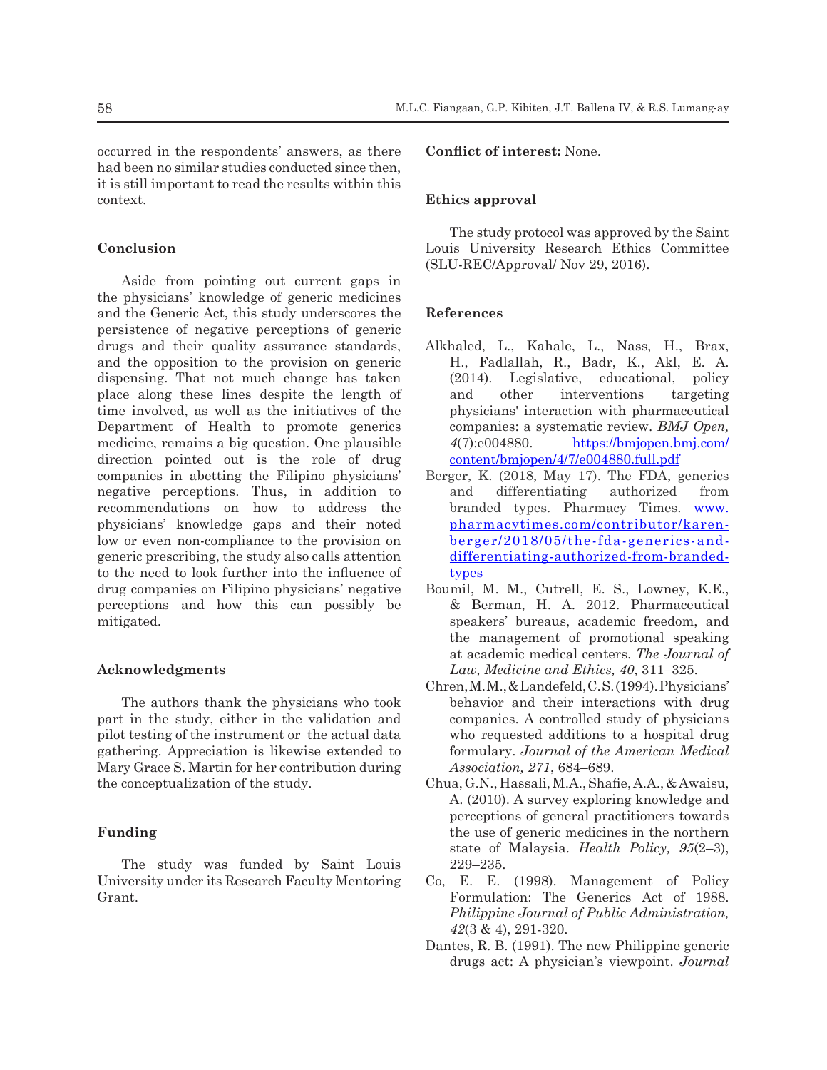occurred in the respondents' answers, as there had been no similar studies conducted since then, it is still important to read the results within this context.

## Conclusion

Aside from pointing out current gaps in the physicians' knowledge of generic medicines and the Generic Act, this study underscores the persistence of negative perceptions of generic drugs and their quality assurance standards, and the opposition to the provision on generic dispensing. That not much change has taken place along these lines despite the length of time involved, as well as the initiatives of the Department of Health to promote generics medicine, remains a big question. One plausible direction pointed out is the role of drug companies in abetting the Filipino physicians' negative perceptions. Thus, in addition to recommendations on how to address the physicians' knowledge gaps and their noted low or even non-compliance to the provision on generic prescribing, the study also calls attention to the need to look further into the influence of drug companies on Filipino physicians' negative perceptions and how this can possibly be mitigated.

## Acknowledgments

The authors thank the physicians who took part in the study, either in the validation and pilot testing of the instrument or the actual data gathering. Appreciation is likewise extended to Mary Grace S. Martin for her contribution during the conceptualization of the study.

## Funding

The study was funded by Saint Louis University under its Research Faculty Mentoring Grant.

**Conflict of interest:** None.

## Ethics approval

The study protocol was approved by the Saint Louis University Research Ethics Committee (SLU-REC/Approval/ Nov 29, 2016).

## References

Alkhaled, L., Kahale, L., Nass, H., Brax, H., Fadlallah, R., Badr, K., Akl, E. A. (2014). Legislative, educational, policy and other interventions targeting physicians' interaction with pharmaceutical companies: a systematic review. *BMJ Open, 4*(7):e004880. https://bmjopen.bmj.com/content/bmjopen/4/7/e004880.full.pdf

Berger, K. (2018, May 17). The FDA, generics and differentiating authorized from branded types. Pharmacy Times. www.pharmacytimes.com/contributor/karen-berger/2018/05/the-fda-generics-and-differentiating-authorized-from-branded-types

Boumil, M. M., Cutrell, E. S., Lowney, K.E., & Berman, H. A. 2012. Pharmaceutical speakers' bureaus, academic freedom, and the management of promotional speaking at academic medical centers. *The Journal of Law, Medicine and Ethics, 40*, 311–325.

Chren, M.M., & Landefeld, C.S. (1994). Physicians' behavior and their interactions with drug companies. A controlled study of physicians who requested additions to a hospital drug formulary. *Journal of the American Medical Association, 271*, 684–689.

Chua, G.N., Hassali, M.A., Shafie, A.A., & Awaisu, A. (2010). A survey exploring knowledge and perceptions of general practitioners towards the use of generic medicines in the northern state of Malaysia. *Health Policy, 95*(2–3), 229–235.

Co, E. E. (1998). Management of Policy Formulation: The Generics Act of 1988. *Philippine Journal of Public Administration, 42*(3 & 4), 291-320.

Dantes, R. B. (1991). The new Philippine generic drugs act: A physician's viewpoint. *Journal*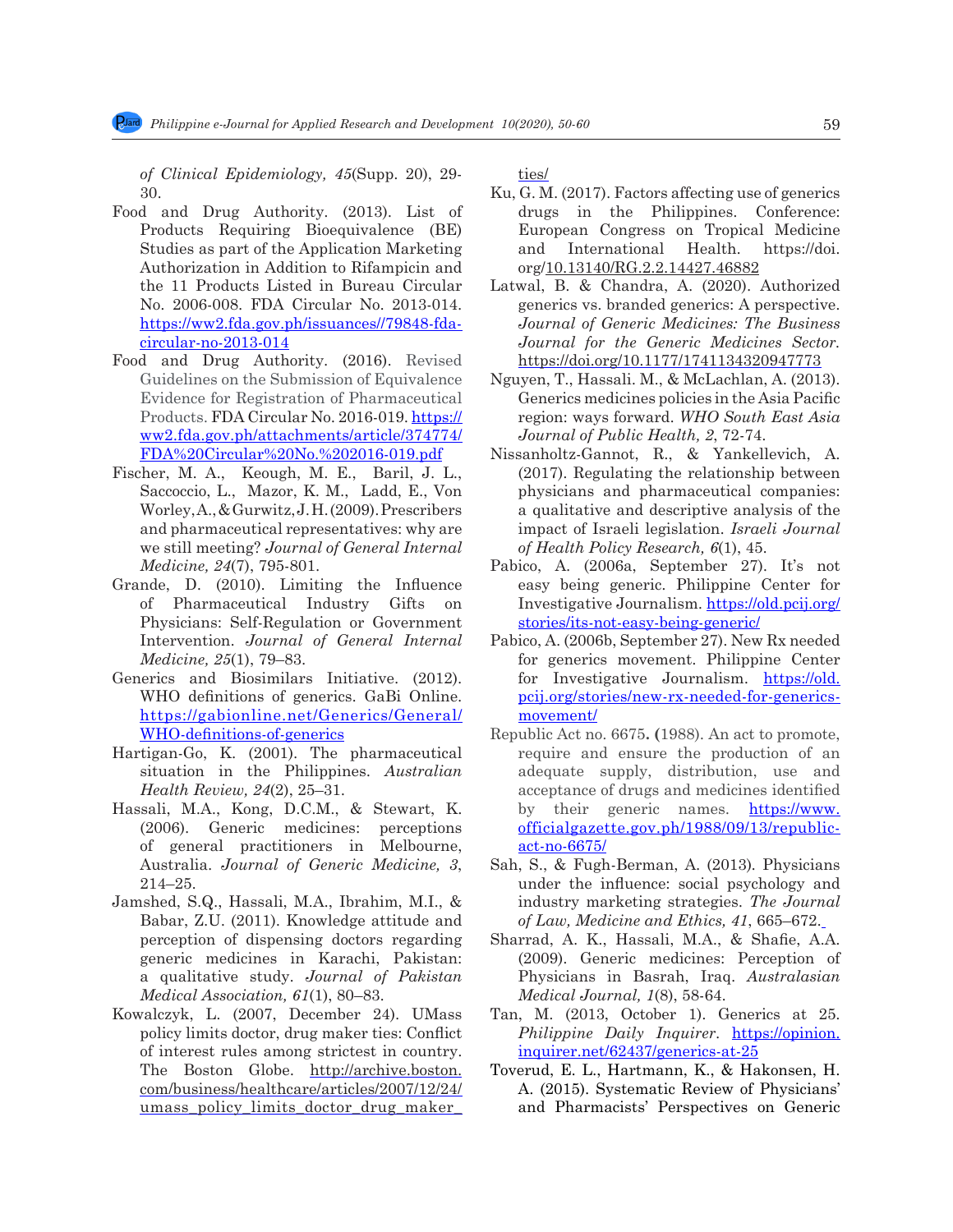*of Clinical Epidemiology, 45*(Supp. 20), 29-30.

Food and Drug Authority. (2013). List of Products Requiring Bioequivalence (BE) Studies as part of the Application Marketing Authorization in Addition to Rifampicin and the 11 Products Listed in Bureau Circular No. 2006-008. FDA Circular No. 2013-014. https://ww2.fda.gov.ph/issuances//79848-fda-circular-no-2013-014

Food and Drug Authority. (2016). Revised Guidelines on the Submission of Equivalence Evidence for Registration of Pharmaceutical Products. FDA Circular No. 2016-019. https://ww2.fda.gov.ph/attachments/article/374774/FDA%20Circular%20No.%202016-019.pdf

Fischer, M. A., Keough, M. E., Baril, J. L., Saccoccio, L., Mazor, K. M., Ladd, E., Von Worley, A., & Gurwitz, J. H. (2009). Prescribers and pharmaceutical representatives: why are we still meeting? *Journal of General Internal Medicine, 24*(7), 795-801.

Grande, D. (2010). Limiting the Influence of Pharmaceutical Industry Gifts on Physicians: Self-Regulation or Government Intervention. *Journal of General Internal Medicine, 25*(1), 79–83.

Generics and Biosimilars Initiative. (2012). WHO definitions of generics. GaBi Online. https://gabionline.net/Generics/General/WHO-definitions-of-generics

Hartigan-Go, K. (2001). The pharmaceutical situation in the Philippines. *Australian Health Review, 24*(2), 25–31.

Hassali, M.A., Kong, D.C.M., & Stewart, K. (2006). Generic medicines: perceptions of general practitioners in Melbourne, Australia. *Journal of Generic Medicine, 3*, 214–25.

Jamshed, S.Q., Hassali, M.A., Ibrahim, M.I., & Babar, Z.U. (2011). Knowledge attitude and perception of dispensing doctors regarding generic medicines in Karachi, Pakistan: a qualitative study. *Journal of Pakistan Medical Association, 61*(1), 80–83.

Kowalczyk, L. (2007, December 24). UMass policy limits doctor, drug maker ties: Conflict of interest rules among strictest in country. The Boston Globe. http://archive.boston.com/business/healthcare/articles/2007/12/24/umass_policy_limits_doctor_drug_maker_ties/

Ku, G. M. (2017). Factors affecting use of generics drugs in the Philippines. Conference: European Congress on Tropical Medicine and International Health. https://doi.org/10.13140/RG.2.2.14427.46882

Latwal, B. & Chandra, A. (2020). Authorized generics vs. branded generics: A perspective. *Journal of Generic Medicines: The Business Journal for the Generic Medicines Sector.* https://doi.org/10.1177/1741134320947773

Nguyen, T., Hassali. M., & McLachlan, A. (2013). Generics medicines policies in the Asia Pacific region: ways forward. *WHO South East Asia Journal of Public Health, 2*, 72-74.

Nissanholtz-Gannot, R., & Yankellevich, A. (2017). Regulating the relationship between physicians and pharmaceutical companies: a qualitative and descriptive analysis of the impact of Israeli legislation. *Israeli Journal of Health Policy Research, 6*(1), 45.

Pabico, A. (2006a, September 27). It's not easy being generic. Philippine Center for Investigative Journalism. https://old.pcij.org/stories/its-not-easy-being-generic/

Pabico, A. (2006b, September 27). New Rx needed for generics movement. Philippine Center for Investigative Journalism. https://old.pcij.org/stories/new-rx-needed-for-generics-movement/

Republic Act no. 6675**. (**1988). An act to promote, require and ensure the production of an adequate supply, distribution, use and acceptance of drugs and medicines identified by their generic names. https://www.officialgazette.gov.ph/1988/09/13/republic-act-no-6675/

Sah, S., & Fugh-Berman, A. (2013). Physicians under the influence: social psychology and industry marketing strategies. *The Journal of Law, Medicine and Ethics, 41*, 665–672.

Sharrad, A. K., Hassali, M.A., & Shafie, A.A. (2009). Generic medicines: Perception of Physicians in Basrah, Iraq. *Australasian Medical Journal, 1*(8), 58-64.

Tan, M. (2013, October 1). Generics at 25. *Philippine Daily Inquirer*. https://opinion.inquirer.net/62437/generics-at-25

Toverud, E. L., Hartmann, K., & Hakonsen, H. A. (2015). Systematic Review of Physicians' and Pharmacists' Perspectives on Generic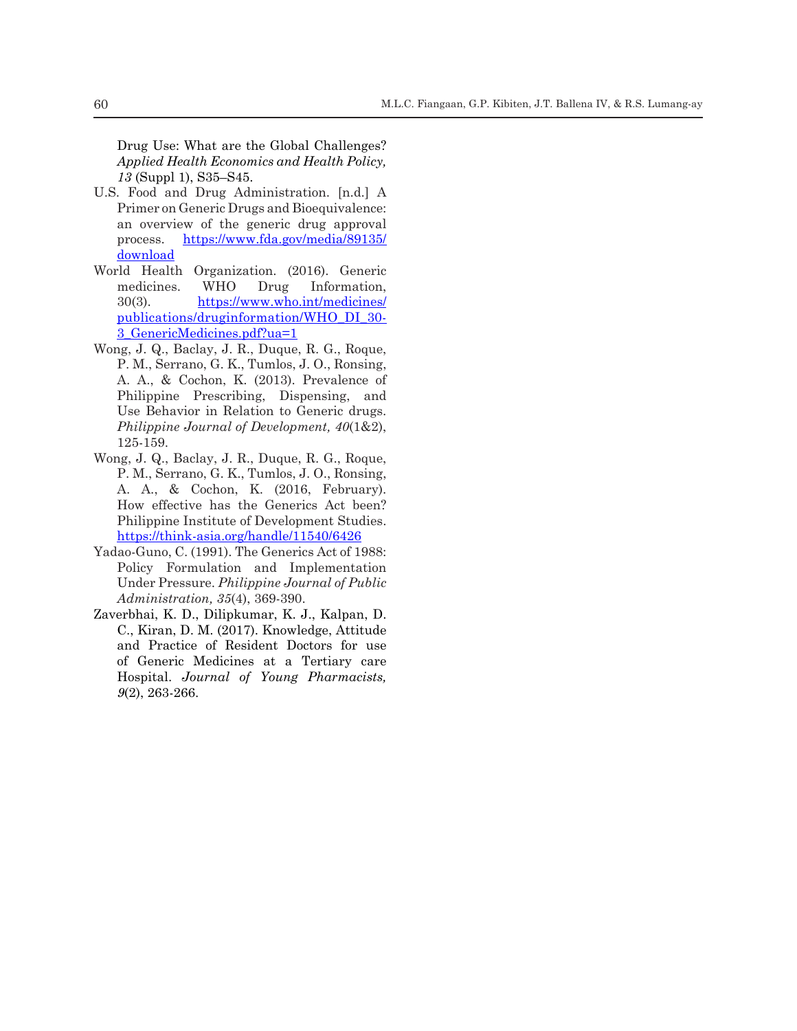Drug Use: What are the Global Challenges? *Applied Health Economics and Health Policy, 13* (Suppl 1), S35–S45.

U.S. Food and Drug Administration. [n.d.] A Primer on Generic Drugs and Bioequivalence: an overview of the generic drug approval process. https://www.fda.gov/media/89135/download

World Health Organization. (2016). Generic medicines. WHO Drug Information, 30(3). https://www.who.int/medicines/publications/druginformation/WHO_DI_30-3_GenericMedicines.pdf?ua=1

Wong, J. Q., Baclay, J. R., Duque, R. G., Roque, P. M., Serrano, G. K., Tumlos, J. O., Ronsing, A. A., & Cochon, K. (2013). Prevalence of Philippine Prescribing, Dispensing, and Use Behavior in Relation to Generic drugs. *Philippine Journal of Development, 40*(1&2), 125-159.

Wong, J. Q., Baclay, J. R., Duque, R. G., Roque, P. M., Serrano, G. K., Tumlos, J. O., Ronsing, A. A., & Cochon, K. (2016, February). How effective has the Generics Act been? Philippine Institute of Development Studies. https://think-asia.org/handle/11540/6426

Yadao-Guno, C. (1991). The Generics Act of 1988: Policy Formulation and Implementation Under Pressure. *Philippine Journal of Public Administration, 35*(4), 369-390.

Zaverbhai, K. D., Dilipkumar, K. J., Kalpan, D. C., Kiran, D. M. (2017). Knowledge, Attitude and Practice of Resident Doctors for use of Generic Medicines at a Tertiary care Hospital. *Journal of Young Pharmacists, 9*(2), 263-266.